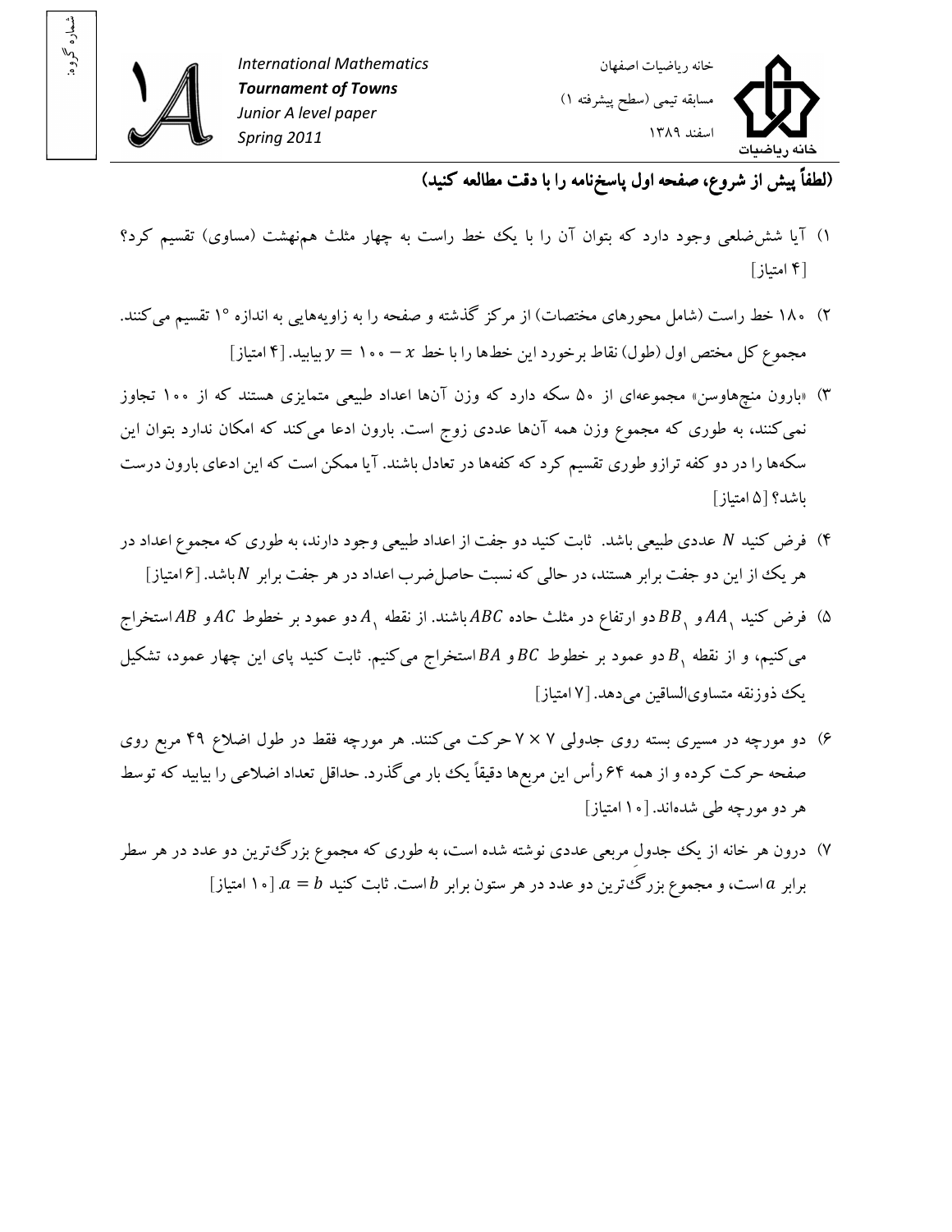شماره گروه:

International Mathematics
**Tournament of Towns**
Junior A level paper
Spring 2011

خانه ریاضیات اصفهان

مسابقه تیمی (سطح پیشرفته ۱)

اسفند ۱۳۸۹

**(لطفاً پیش از شروع، صفحه اول پاسخنامه را با دقت مطالعه کنید)**

۱) آیا شش‌ضلعی وجود دارد که بتوان آن را با یک خط راست به چهار مثلث هم‌نهشت (مساوی) تقسیم کرد؟ [۴ امتیاز]

۲) ۱۸۰ خط راست (شامل محورهای مختصات) از مرکز گذشته و صفحه را به زاویه‌هایی به اندازه $1^\circ$ تقسیم می‌کنند. مجموع کل مختص اول (طول) نقاط برخورد این خط‌ها را با خط $y = 100 - x$ بیابید. [۴ امتیاز]

۳) «بارون منچهاوسن» مجموعه‌ای از ۵۰ سکه دارد که وزن آن‌ها اعداد طبیعی متمایزی هستند که از ۱۰۰ تجاوز نمی‌کنند، به طوری که مجموع وزن همه آن‌ها عددی زوج است. بارون ادعا می‌کند که امکان ندارد بتوان این سکه‌ها را در دو کفه ترازو طوری تقسیم کرد که کفه‌ها در تعادل باشند. آیا ممکن است که این ادعای بارون درست باشد؟ [۵ امتیاز]

۴) فرض کنید $N$ عددی طبیعی باشد. ثابت کنید دو جفت از اعداد طبیعی وجود دارند، به طوری که مجموع اعداد در هر یک از این دو جفت برابر هستند، در حالی که نسبت حاصل‌ضرب اعداد در هر جفت برابر $N$ باشد. [۶ امتیاز]

۵) فرض کنید $AA_1$ و $BB_1$ دو ارتفاع در مثلث حاده $ABC$ باشند. از نقطه $A_1$ دو عمود بر خطوط $AC$ و $AB$ استخراج می‌کنیم، و از نقطه $B_1$ دو عمود بر خطوط $BC$ و $BA$ استخراج می‌کنیم. ثابت کنید پای این چهار عمود، تشکیل یک ذوزنقه متساوی‌الساقین می‌دهد. [۷ امتیاز]

۶) دو مورچه در مسیری بسته روی جدولی $7 \times 7$ حرکت می‌کنند. هر مورچه فقط در طول اضلاع ۴۹ مربع روی صفحه حرکت کرده و از همه ۶۴ رأس این مربع‌ها دقیقاً یک بار می‌گذرد. حداقل تعداد اضلاعی را بیابید که توسط هر دو مورچه طی شده‌اند. [۱۰ امتیاز]

۷) درون هر خانه از یک جدول مربعی عددی نوشته شده است، به طوری که مجموع بزرگ‌ترین دو عدد در هر سطر برابر $a$ است، و مجموع بزرگ‌ترین دو عدد در هر ستون برابر $b$ است. ثابت کنید $a = b$. [۱۰ امتیاز]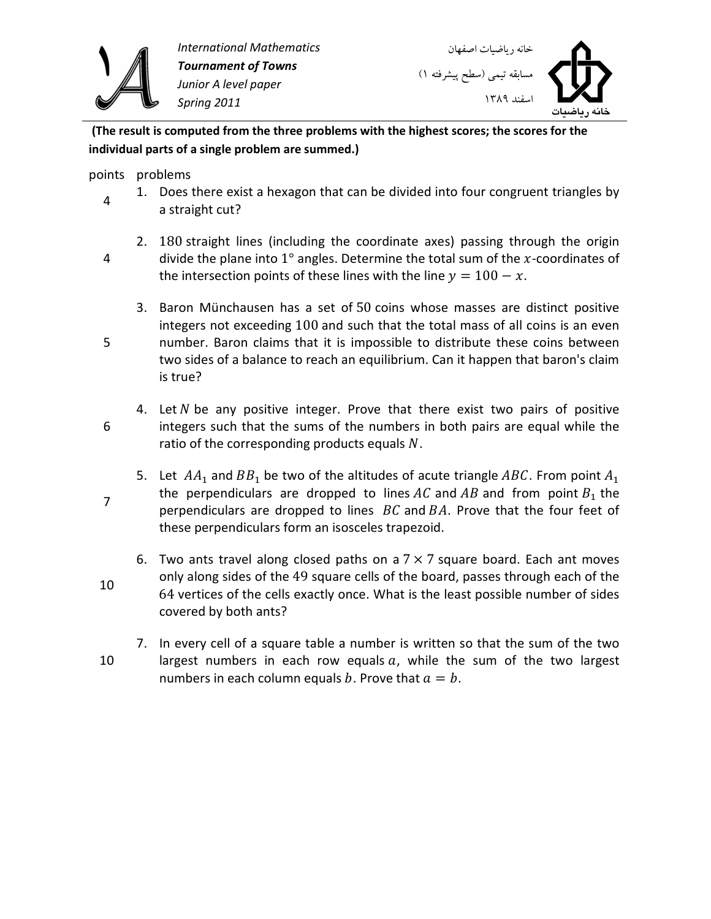*International Mathematics*
***Tournament of Towns***
*Junior A level paper*
*Spring 2011*

خانه ریاضیات اصفهان

مسابقه تیمی (سطح پیشرفته ۱)

اسفند ۱۳۸۹

**(The result is computed from the three problems with the highest scores; the scores for the individual parts of a single problem are summed.)**

| points | problems |
|---|---|
| 4 | 1. Does there exist a hexagon that can be divided into four congruent triangles by a straight cut? |
| 4 | 2. $180$ straight lines (including the coordinate axes) passing through the origin divide the plane into $1°$ angles. Determine the total sum of the $x$-coordinates of the intersection points of these lines with the line $y = 100 - x$. |
| 5 | 3. Baron Münchausen has a set of $50$ coins whose masses are distinct positive integers not exceeding $100$ and such that the total mass of all coins is an even number. Baron claims that it is impossible to distribute these coins between two sides of a balance to reach an equilibrium. Can it happen that baron's claim is true? |
| 6 | 4. Let $N$ be any positive integer. Prove that there exist two pairs of positive integers such that the sums of the numbers in both pairs are equal while the ratio of the corresponding products equals $N$. |
| 7 | 5. Let $AA_1$ and $BB_1$ be two of the altitudes of acute triangle $ABC$. From point $A_1$ the perpendiculars are dropped to lines $AC$ and $AB$ and from point $B_1$ the perpendiculars are dropped to lines $BC$ and $BA$. Prove that the four feet of these perpendiculars form an isosceles trapezoid. |
| 10 | 6. Two ants travel along closed paths on a $7 \times 7$ square board. Each ant moves only along sides of the $49$ square cells of the board, passes through each of the $64$ vertices of the cells exactly once. What is the least possible number of sides covered by both ants? |
| 10 | 7. In every cell of a square table a number is written so that the sum of the two largest numbers in each row equals $a$, while the sum of the two largest numbers in each column equals $b$. Prove that $a = b$. |